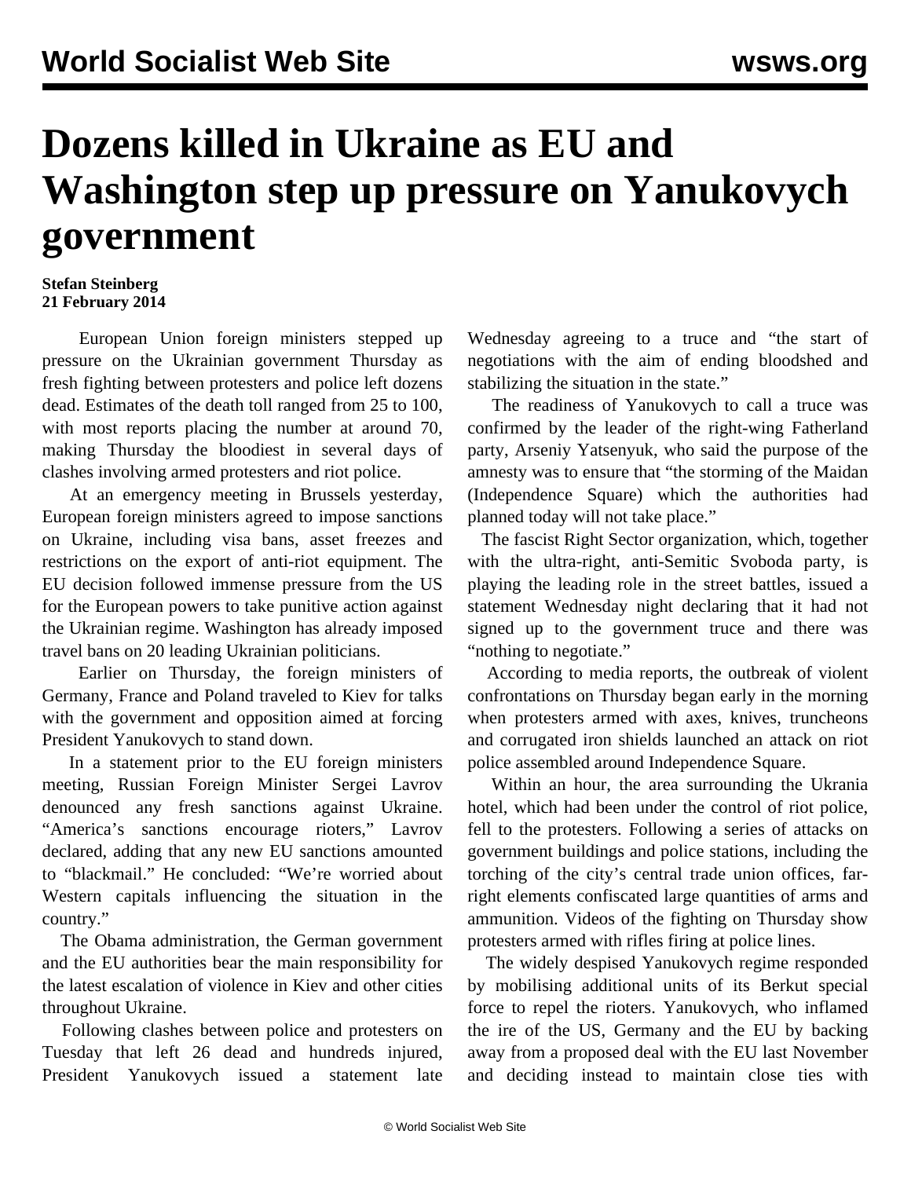# Dozens killed in Ukraine as EU and Washington step up pressure on Yanukovych government

**Stefan Steinberg**
**21 February 2014**

European Union foreign ministers stepped up pressure on the Ukrainian government Thursday as fresh fighting between protesters and police left dozens dead. Estimates of the death toll ranged from 25 to 100, with most reports placing the number at around 70, making Thursday the bloodiest in several days of clashes involving armed protesters and riot police.

At an emergency meeting in Brussels yesterday, European foreign ministers agreed to impose sanctions on Ukraine, including visa bans, asset freezes and restrictions on the export of anti-riot equipment. The EU decision followed immense pressure from the US for the European powers to take punitive action against the Ukrainian regime. Washington has already imposed travel bans on 20 leading Ukrainian politicians.

Earlier on Thursday, the foreign ministers of Germany, France and Poland traveled to Kiev for talks with the government and opposition aimed at forcing President Yanukovych to stand down.

In a statement prior to the EU foreign ministers meeting, Russian Foreign Minister Sergei Lavrov denounced any fresh sanctions against Ukraine. "America's sanctions encourage rioters," Lavrov declared, adding that any new EU sanctions amounted to "blackmail." He concluded: "We're worried about Western capitals influencing the situation in the country."

The Obama administration, the German government and the EU authorities bear the main responsibility for the latest escalation of violence in Kiev and other cities throughout Ukraine.

Following clashes between police and protesters on Tuesday that left 26 dead and hundreds injured, President Yanukovych issued a statement late Wednesday agreeing to a truce and "the start of negotiations with the aim of ending bloodshed and stabilizing the situation in the state."

The readiness of Yanukovych to call a truce was confirmed by the leader of the right-wing Fatherland party, Arseniy Yatsenyuk, who said the purpose of the amnesty was to ensure that "the storming of the Maidan (Independence Square) which the authorities had planned today will not take place."

The fascist Right Sector organization, which, together with the ultra-right, anti-Semitic Svoboda party, is playing the leading role in the street battles, issued a statement Wednesday night declaring that it had not signed up to the government truce and there was "nothing to negotiate."

According to media reports, the outbreak of violent confrontations on Thursday began early in the morning when protesters armed with axes, knives, truncheons and corrugated iron shields launched an attack on riot police assembled around Independence Square.

Within an hour, the area surrounding the Ukrania hotel, which had been under the control of riot police, fell to the protesters. Following a series of attacks on government buildings and police stations, including the torching of the city's central trade union offices, far-right elements confiscated large quantities of arms and ammunition. Videos of the fighting on Thursday show protesters armed with rifles firing at police lines.

The widely despised Yanukovych regime responded by mobilising additional units of its Berkut special force to repel the rioters. Yanukovych, who inflamed the ire of the US, Germany and the EU by backing away from a proposed deal with the EU last November and deciding instead to maintain close ties with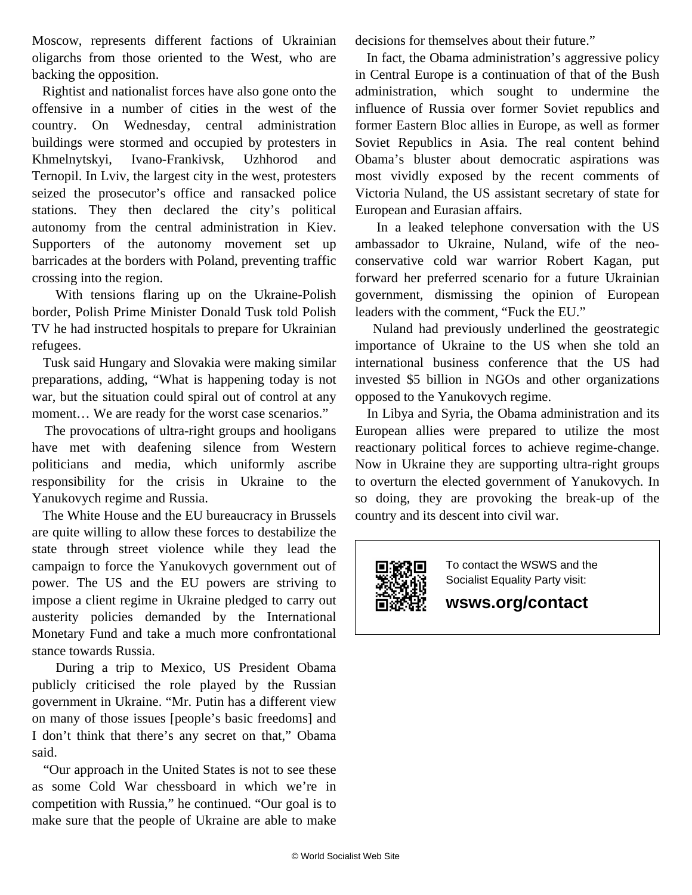Moscow, represents different factions of Ukrainian oligarchs from those oriented to the West, who are backing the opposition.

Rightist and nationalist forces have also gone onto the offensive in a number of cities in the west of the country. On Wednesday, central administration buildings were stormed and occupied by protesters in Khmelnytskyi, Ivano-Frankivsk, Uzhhorod and Ternopil. In Lviv, the largest city in the west, protesters seized the prosecutor's office and ransacked police stations. They then declared the city's political autonomy from the central administration in Kiev. Supporters of the autonomy movement set up barricades at the borders with Poland, preventing traffic crossing into the region.

With tensions flaring up on the Ukraine-Polish border, Polish Prime Minister Donald Tusk told Polish TV he had instructed hospitals to prepare for Ukrainian refugees.

Tusk said Hungary and Slovakia were making similar preparations, adding, "What is happening today is not war, but the situation could spiral out of control at any moment… We are ready for the worst case scenarios."

The provocations of ultra-right groups and hooligans have met with deafening silence from Western politicians and media, which uniformly ascribe responsibility for the crisis in Ukraine to the Yanukovych regime and Russia.

The White House and the EU bureaucracy in Brussels are quite willing to allow these forces to destabilize the state through street violence while they lead the campaign to force the Yanukovych government out of power. The US and the EU powers are striving to impose a client regime in Ukraine pledged to carry out austerity policies demanded by the International Monetary Fund and take a much more confrontational stance towards Russia.

During a trip to Mexico, US President Obama publicly criticised the role played by the Russian government in Ukraine. "Mr. Putin has a different view on many of those issues [people's basic freedoms] and I don't think that there's any secret on that," Obama said.

"Our approach in the United States is not to see these as some Cold War chessboard in which we're in competition with Russia," he continued. "Our goal is to make sure that the people of Ukraine are able to make decisions for themselves about their future."

In fact, the Obama administration's aggressive policy in Central Europe is a continuation of that of the Bush administration, which sought to undermine the influence of Russia over former Soviet republics and former Eastern Bloc allies in Europe, as well as former Soviet Republics in Asia. The real content behind Obama's bluster about democratic aspirations was most vividly exposed by the recent comments of Victoria Nuland, the US assistant secretary of state for European and Eurasian affairs.

In a leaked telephone conversation with the US ambassador to Ukraine, Nuland, wife of the neo-conservative cold war warrior Robert Kagan, put forward her preferred scenario for a future Ukrainian government, dismissing the opinion of European leaders with the comment, "Fuck the EU."

Nuland had previously underlined the geostrategic importance of Ukraine to the US when she told an international business conference that the US had invested $5 billion in NGOs and other organizations opposed to the Yanukovych regime.

In Libya and Syria, the Obama administration and its European allies were prepared to utilize the most reactionary political forces to achieve regime-change. Now in Ukraine they are supporting ultra-right groups to overturn the elected government of Yanukovych. In so doing, they are provoking the break-up of the country and its descent into civil war.

To contact the WSWS and the Socialist Equality Party visit:

**wsws.org/contact**